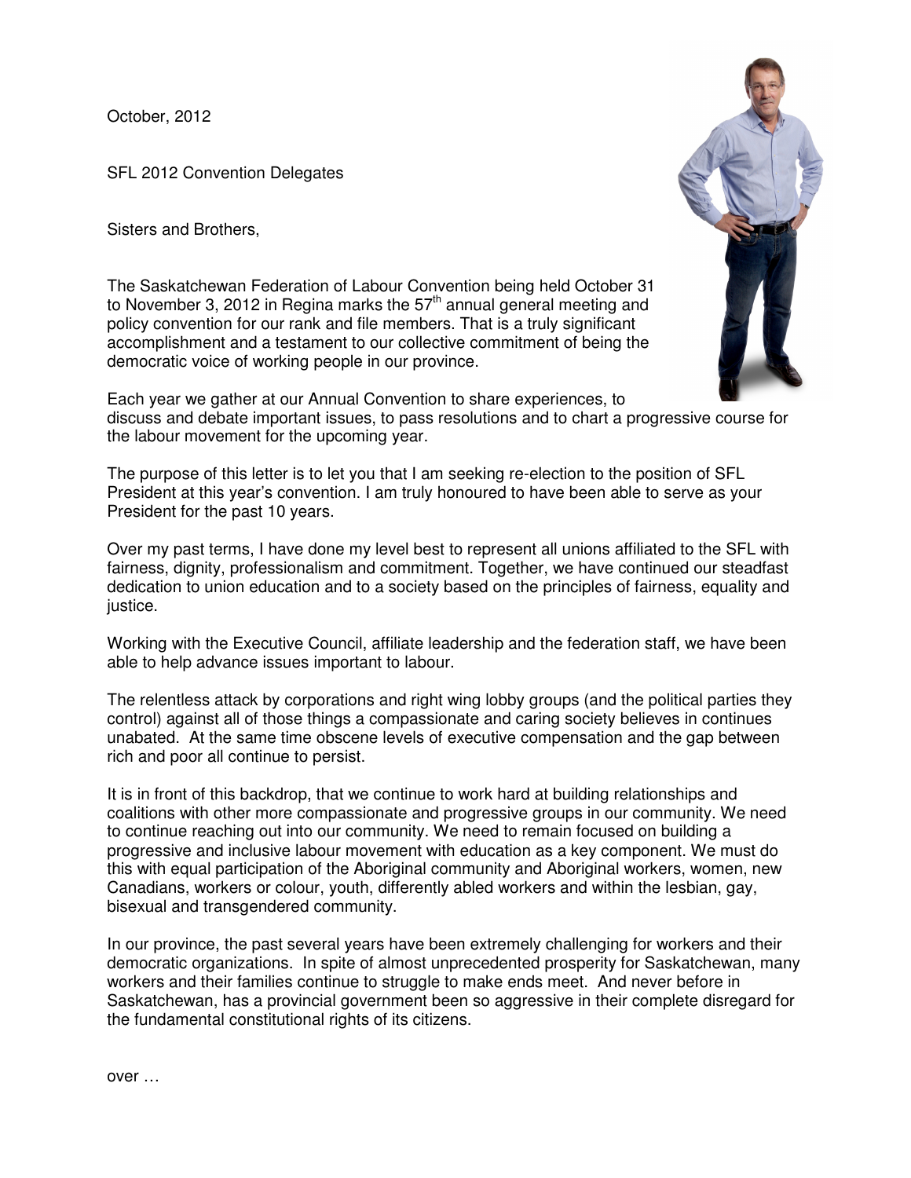October, 2012

SFL 2012 Convention Delegates

Sisters and Brothers,

The Saskatchewan Federation of Labour Convention being held October 31 to November 3, 2012 in Regina marks the 57th annual general meeting and policy convention for our rank and file members. That is a truly significant accomplishment and a testament to our collective commitment of being the democratic voice of working people in our province.

Each year we gather at our Annual Convention to share experiences, to discuss and debate important issues, to pass resolutions and to chart a progressive course for the labour movement for the upcoming year.

The purpose of this letter is to let you that I am seeking re-election to the position of SFL President at this year's convention. I am truly honoured to have been able to serve as your President for the past 10 years.

Over my past terms, I have done my level best to represent all unions affiliated to the SFL with fairness, dignity, professionalism and commitment. Together, we have continued our steadfast dedication to union education and to a society based on the principles of fairness, equality and justice.

Working with the Executive Council, affiliate leadership and the federation staff, we have been able to help advance issues important to labour.

The relentless attack by corporations and right wing lobby groups (and the political parties they control) against all of those things a compassionate and caring society believes in continues unabated. At the same time obscene levels of executive compensation and the gap between rich and poor all continue to persist.

It is in front of this backdrop, that we continue to work hard at building relationships and coalitions with other more compassionate and progressive groups in our community. We need to continue reaching out into our community. We need to remain focused on building a progressive and inclusive labour movement with education as a key component. We must do this with equal participation of the Aboriginal community and Aboriginal workers, women, new Canadians, workers or colour, youth, differently abled workers and within the lesbian, gay, bisexual and transgendered community.

In our province, the past several years have been extremely challenging for workers and their democratic organizations. In spite of almost unprecedented prosperity for Saskatchewan, many workers and their families continue to struggle to make ends meet. And never before in Saskatchewan, has a provincial government been so aggressive in their complete disregard for the fundamental constitutional rights of its citizens.

over …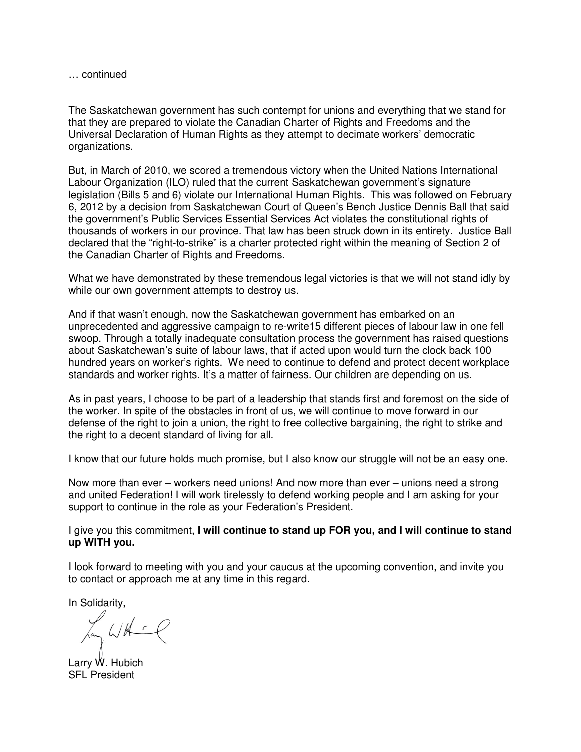… continued

The Saskatchewan government has such contempt for unions and everything that we stand for that they are prepared to violate the Canadian Charter of Rights and Freedoms and the Universal Declaration of Human Rights as they attempt to decimate workers' democratic organizations.

But, in March of 2010, we scored a tremendous victory when the United Nations International Labour Organization (ILO) ruled that the current Saskatchewan government's signature legislation (Bills 5 and 6) violate our International Human Rights. This was followed on February 6, 2012 by a decision from Saskatchewan Court of Queen's Bench Justice Dennis Ball that said the government's Public Services Essential Services Act violates the constitutional rights of thousands of workers in our province. That law has been struck down in its entirety. Justice Ball declared that the "right-to-strike" is a charter protected right within the meaning of Section 2 of the Canadian Charter of Rights and Freedoms.

What we have demonstrated by these tremendous legal victories is that we will not stand idly by while our own government attempts to destroy us.

And if that wasn't enough, now the Saskatchewan government has embarked on an unprecedented and aggressive campaign to re-write15 different pieces of labour law in one fell swoop. Through a totally inadequate consultation process the government has raised questions about Saskatchewan's suite of labour laws, that if acted upon would turn the clock back 100 hundred years on worker's rights. We need to continue to defend and protect decent workplace standards and worker rights. It's a matter of fairness. Our children are depending on us.

As in past years, I choose to be part of a leadership that stands first and foremost on the side of the worker. In spite of the obstacles in front of us, we will continue to move forward in our defense of the right to join a union, the right to free collective bargaining, the right to strike and the right to a decent standard of living for all.

I know that our future holds much promise, but I also know our struggle will not be an easy one.

Now more than ever – workers need unions! And now more than ever – unions need a strong and united Federation! I will work tirelessly to defend working people and I am asking for your support to continue in the role as your Federation's President.

I give you this commitment, **I will continue to stand up FOR you, and I will continue to stand up WITH you.**

I look forward to meeting with you and your caucus at the upcoming convention, and invite you to contact or approach me at any time in this regard.

In Solidarity,

Larry W. Hubich
SFL President